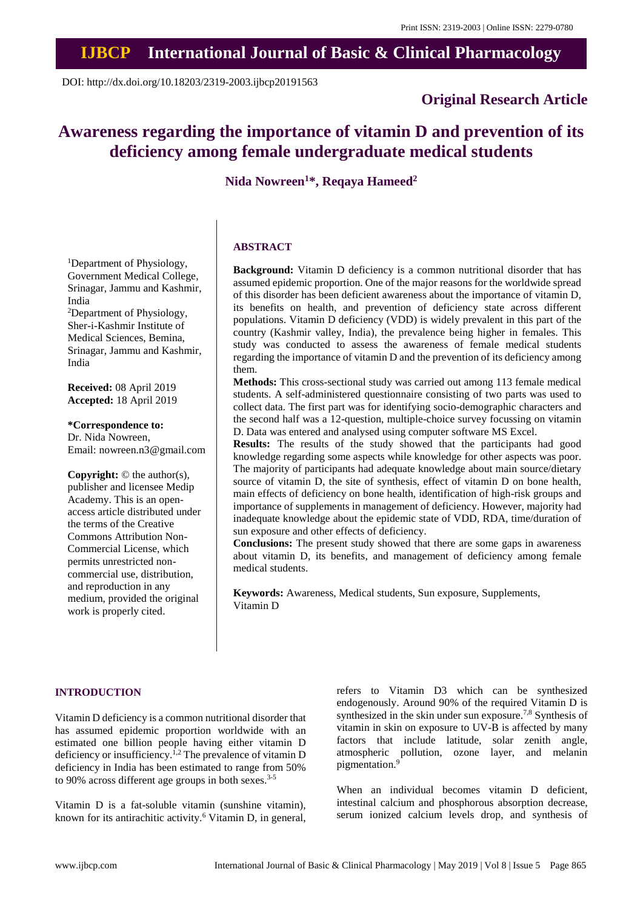Print ISSN: 2319-2003 | Online ISSN: 2279-0780

# IJBCP International Journal of Basic & Clinical Pharmacology

DOI: http://dx.doi.org/10.18203/2319-2003.ijbcp20191563

**Original Research Article**

# Awareness regarding the importance of vitamin D and prevention of its deficiency among female undergraduate medical students

**Nida Nowreen[1]*, Reqaya Hameed[2]**

[1]Department of Physiology, Government Medical College, Srinagar, Jammu and Kashmir, India

[2]Department of Physiology, Sher-i-Kashmir Institute of Medical Sciences, Bemina, Srinagar, Jammu and Kashmir, India

**Received:** 08 April 2019
**Accepted:** 18 April 2019

**\*Correspondence to:**
Dr. Nida Nowreen,
Email: nowreen.n3@gmail.com

**Copyright:** © the author(s), publisher and licensee Medip Academy. This is an open-access article distributed under the terms of the Creative Commons Attribution Non-Commercial License, which permits unrestricted non-commercial use, distribution, and reproduction in any medium, provided the original work is properly cited.

## ABSTRACT

**Background:** Vitamin D deficiency is a common nutritional disorder that has assumed epidemic proportion. One of the major reasons for the worldwide spread of this disorder has been deficient awareness about the importance of vitamin D, its benefits on health, and prevention of deficiency state across different populations. Vitamin D deficiency (VDD) is widely prevalent in this part of the country (Kashmir valley, India), the prevalence being higher in females. This study was conducted to assess the awareness of female medical students regarding the importance of vitamin D and the prevention of its deficiency among them.

**Methods:** This cross-sectional study was carried out among 113 female medical students. A self-administered questionnaire consisting of two parts was used to collect data. The first part was for identifying socio-demographic characters and the second half was a 12-question, multiple-choice survey focussing on vitamin D. Data was entered and analysed using computer software MS Excel.

**Results:** The results of the study showed that the participants had good knowledge regarding some aspects while knowledge for other aspects was poor. The majority of participants had adequate knowledge about main source/dietary source of vitamin D, the site of synthesis, effect of vitamin D on bone health, main effects of deficiency on bone health, identification of high-risk groups and importance of supplements in management of deficiency. However, majority had inadequate knowledge about the epidemic state of VDD, RDA, time/duration of sun exposure and other effects of deficiency.

**Conclusions:** The present study showed that there are some gaps in awareness about vitamin D, its benefits, and management of deficiency among female medical students.

**Keywords:** Awareness, Medical students, Sun exposure, Supplements, Vitamin D

## INTRODUCTION

Vitamin D deficiency is a common nutritional disorder that has assumed epidemic proportion worldwide with an estimated one billion people having either vitamin D deficiency or insufficiency.[1,2] The prevalence of vitamin D deficiency in India has been estimated to range from 50% to 90% across different age groups in both sexes.[3-5]

Vitamin D is a fat-soluble vitamin (sunshine vitamin), known for its antirachitic activity.[6] Vitamin D, in general, refers to Vitamin D3 which can be synthesized endogenously. Around 90% of the required Vitamin D is synthesized in the skin under sun exposure.[7,8] Synthesis of vitamin in skin on exposure to UV-B is affected by many factors that include latitude, solar zenith angle, atmospheric pollution, ozone layer, and melanin pigmentation.[9]

When an individual becomes vitamin D deficient, intestinal calcium and phosphorous absorption decrease, serum ionized calcium levels drop, and synthesis of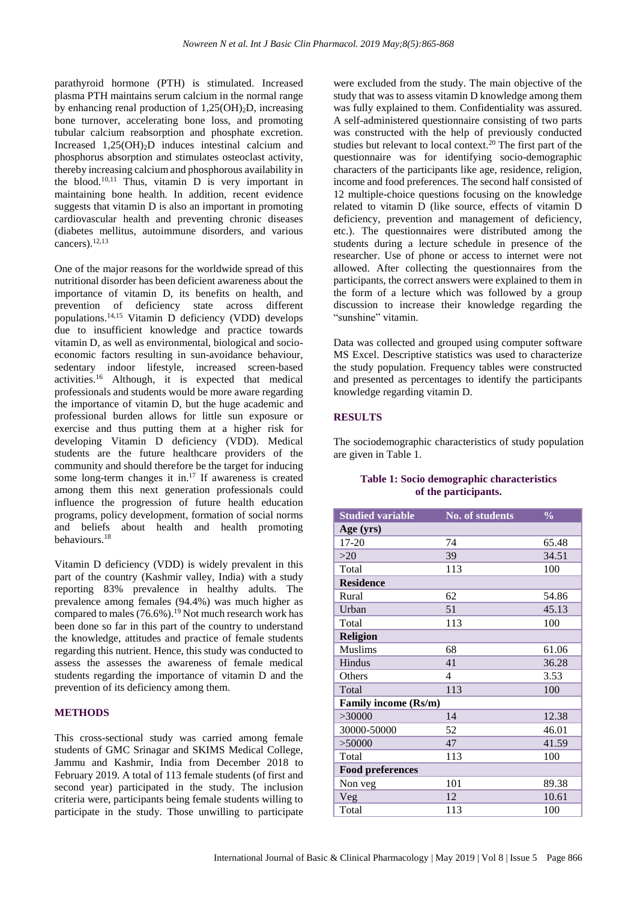parathyroid hormone (PTH) is stimulated. Increased plasma PTH maintains serum calcium in the normal range by enhancing renal production of $1,25(OH)_2D$, increasing bone turnover, accelerating bone loss, and promoting tubular calcium reabsorption and phosphate excretion. Increased $1,25(OH)_2D$ induces intestinal calcium and phosphorus absorption and stimulates osteoclast activity, thereby increasing calcium and phosphorous availability in the blood.[10,11] Thus, vitamin D is very important in maintaining bone health. In addition, recent evidence suggests that vitamin D is also an important in promoting cardiovascular health and preventing chronic diseases (diabetes mellitus, autoimmune disorders, and various cancers).[12,13]

One of the major reasons for the worldwide spread of this nutritional disorder has been deficient awareness about the importance of vitamin D, its benefits on health, and prevention of deficiency state across different populations.[14,15] Vitamin D deficiency (VDD) develops due to insufficient knowledge and practice towards vitamin D, as well as environmental, biological and socio-economic factors resulting in sun-avoidance behaviour, sedentary indoor lifestyle, increased screen-based activities.[16] Although, it is expected that medical professionals and students would be more aware regarding the importance of vitamin D, but the huge academic and professional burden allows for little sun exposure or exercise and thus putting them at a higher risk for developing Vitamin D deficiency (VDD). Medical students are the future healthcare providers of the community and should therefore be the target for inducing some long-term changes it in.[17] If awareness is created among them this next generation professionals could influence the progression of future health education programs, policy development, formation of social norms and beliefs about health and health promoting behaviours.[18]

Vitamin D deficiency (VDD) is widely prevalent in this part of the country (Kashmir valley, India) with a study reporting 83% prevalence in healthy adults. The prevalence among females (94.4%) was much higher as compared to males (76.6%).[19] Not much research work has been done so far in this part of the country to understand the knowledge, attitudes and practice of female students regarding this nutrient. Hence, this study was conducted to assess the assesses the awareness of female medical students regarding the importance of vitamin D and the prevention of its deficiency among them.

## METHODS

This cross-sectional study was carried among female students of GMC Srinagar and SKIMS Medical College, Jammu and Kashmir, India from December 2018 to February 2019. A total of 113 female students (of first and second year) participated in the study. The inclusion criteria were, participants being female students willing to participate in the study. Those unwilling to participate were excluded from the study. The main objective of the study that was to assess vitamin D knowledge among them was fully explained to them. Confidentiality was assured. A self-administered questionnaire consisting of two parts was constructed with the help of previously conducted studies but relevant to local context.[20] The first part of the questionnaire was for identifying socio-demographic characters of the participants like age, residence, religion, income and food preferences. The second half consisted of 12 multiple-choice questions focusing on the knowledge related to vitamin D (like source, effects of vitamin D deficiency, prevention and management of deficiency, etc.). The questionnaires were distributed among the students during a lecture schedule in presence of the researcher. Use of phone or access to internet were not allowed. After collecting the questionnaires from the participants, the correct answers were explained to them in the form of a lecture which was followed by a group discussion to increase their knowledge regarding the "sunshine" vitamin.

Data was collected and grouped using computer software MS Excel. Descriptive statistics was used to characterize the study population. Frequency tables were constructed and presented as percentages to identify the participants knowledge regarding vitamin D.

## RESULTS

The sociodemographic characteristics of study population are given in Table 1.

**Table 1: Socio demographic characteristics of the participants.**

| Studied variable | No. of students | % |
|---|---|---|
| **Age (yrs)** | | |
| 17-20 | 74 | 65.48 |
| >20 | 39 | 34.51 |
| Total | 113 | 100 |
| **Residence** | | |
| Rural | 62 | 54.86 |
| Urban | 51 | 45.13 |
| Total | 113 | 100 |
| **Religion** | | |
| Muslims | 68 | 61.06 |
| Hindus | 41 | 36.28 |
| Others | 4 | 3.53 |
| Total | 113 | 100 |
| **Family income (Rs/m)** | | |
| >30000 | 14 | 12.38 |
| 30000-50000 | 52 | 46.01 |
| >50000 | 47 | 41.59 |
| Total | 113 | 100 |
| **Food preferences** | | |
| Non veg | 101 | 89.38 |
| Veg | 12 | 10.61 |
| Total | 113 | 100 |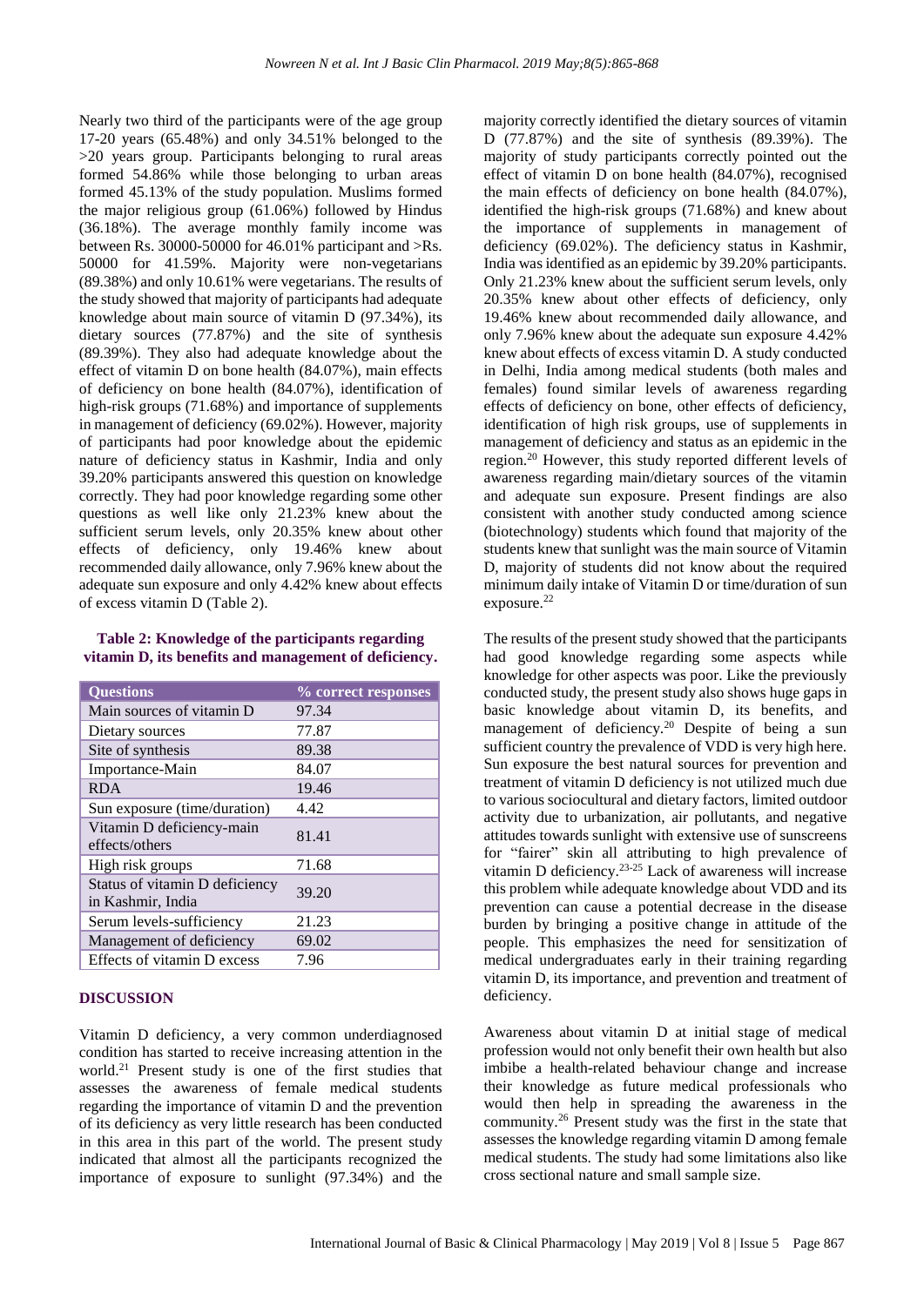Nearly two third of the participants were of the age group 17-20 years (65.48%) and only 34.51% belonged to the >20 years group. Participants belonging to rural areas formed 54.86% while those belonging to urban areas formed 45.13% of the study population. Muslims formed the major religious group (61.06%) followed by Hindus (36.18%). The average monthly family income was between Rs. 30000-50000 for 46.01% participant and >Rs. 50000 for 41.59%. Majority were non-vegetarians (89.38%) and only 10.61% were vegetarians. The results of the study showed that majority of participants had adequate knowledge about main source of vitamin D (97.34%), its dietary sources (77.87%) and the site of synthesis (89.39%). They also had adequate knowledge about the effect of vitamin D on bone health (84.07%), main effects of deficiency on bone health (84.07%), identification of high-risk groups (71.68%) and importance of supplements in management of deficiency (69.02%). However, majority of participants had poor knowledge about the epidemic nature of deficiency status in Kashmir, India and only 39.20% participants answered this question on knowledge correctly. They had poor knowledge regarding some other questions as well like only 21.23% knew about the sufficient serum levels, only 20.35% knew about other effects of deficiency, only 19.46% knew about recommended daily allowance, only 7.96% knew about the adequate sun exposure and only 4.42% knew about effects of excess vitamin D (Table 2).

**Table 2: Knowledge of the participants regarding vitamin D, its benefits and management of deficiency.**

| Questions | % correct responses |
|---|---|
| Main sources of vitamin D | 97.34 |
| Dietary sources | 77.87 |
| Site of synthesis | 89.38 |
| Importance-Main | 84.07 |
| RDA | 19.46 |
| Sun exposure (time/duration) | 4.42 |
| Vitamin D deficiency-main effects/others | 81.41 |
| High risk groups | 71.68 |
| Status of vitamin D deficiency in Kashmir, India | 39.20 |
| Serum levels-sufficiency | 21.23 |
| Management of deficiency | 69.02 |
| Effects of vitamin D excess | 7.96 |

## DISCUSSION

Vitamin D deficiency, a very common underdiagnosed condition has started to receive increasing attention in the world.[21] Present study is one of the first studies that assesses the awareness of female medical students regarding the importance of vitamin D and the prevention of its deficiency as very little research has been conducted in this area in this part of the world. The present study indicated that almost all the participants recognized the importance of exposure to sunlight (97.34%) and the majority correctly identified the dietary sources of vitamin D (77.87%) and the site of synthesis (89.39%). The majority of study participants correctly pointed out the effect of vitamin D on bone health (84.07%), recognised the main effects of deficiency on bone health (84.07%), identified the high-risk groups (71.68%) and knew about the importance of supplements in management of deficiency (69.02%). The deficiency status in Kashmir, India was identified as an epidemic by 39.20% participants. Only 21.23% knew about the sufficient serum levels, only 20.35% knew about other effects of deficiency, only 19.46% knew about recommended daily allowance, and only 7.96% knew about the adequate sun exposure 4.42% knew about effects of excess vitamin D. A study conducted in Delhi, India among medical students (both males and females) found similar levels of awareness regarding effects of deficiency on bone, other effects of deficiency, identification of high risk groups, use of supplements in management of deficiency and status as an epidemic in the region.[20] However, this study reported different levels of awareness regarding main/dietary sources of the vitamin and adequate sun exposure. Present findings are also consistent with another study conducted among science (biotechnology) students which found that majority of the students knew that sunlight was the main source of Vitamin D, majority of students did not know about the required minimum daily intake of Vitamin D or time/duration of sun exposure.[22]

The results of the present study showed that the participants had good knowledge regarding some aspects while knowledge for other aspects was poor. Like the previously conducted study, the present study also shows huge gaps in basic knowledge about vitamin D, its benefits, and management of deficiency.[20] Despite of being a sun sufficient country the prevalence of VDD is very high here. Sun exposure the best natural sources for prevention and treatment of vitamin D deficiency is not utilized much due to various sociocultural and dietary factors, limited outdoor activity due to urbanization, air pollutants, and negative attitudes towards sunlight with extensive use of sunscreens for "fairer" skin all attributing to high prevalence of vitamin D deficiency.[23-25] Lack of awareness will increase this problem while adequate knowledge about VDD and its prevention can cause a potential decrease in the disease burden by bringing a positive change in attitude of the people. This emphasizes the need for sensitization of medical undergraduates early in their training regarding vitamin D, its importance, and prevention and treatment of deficiency.

Awareness about vitamin D at initial stage of medical profession would not only benefit their own health but also imbibe a health-related behaviour change and increase their knowledge as future medical professionals who would then help in spreading the awareness in the community.[26] Present study was the first in the state that assesses the knowledge regarding vitamin D among female medical students. The study had some limitations also like cross sectional nature and small sample size.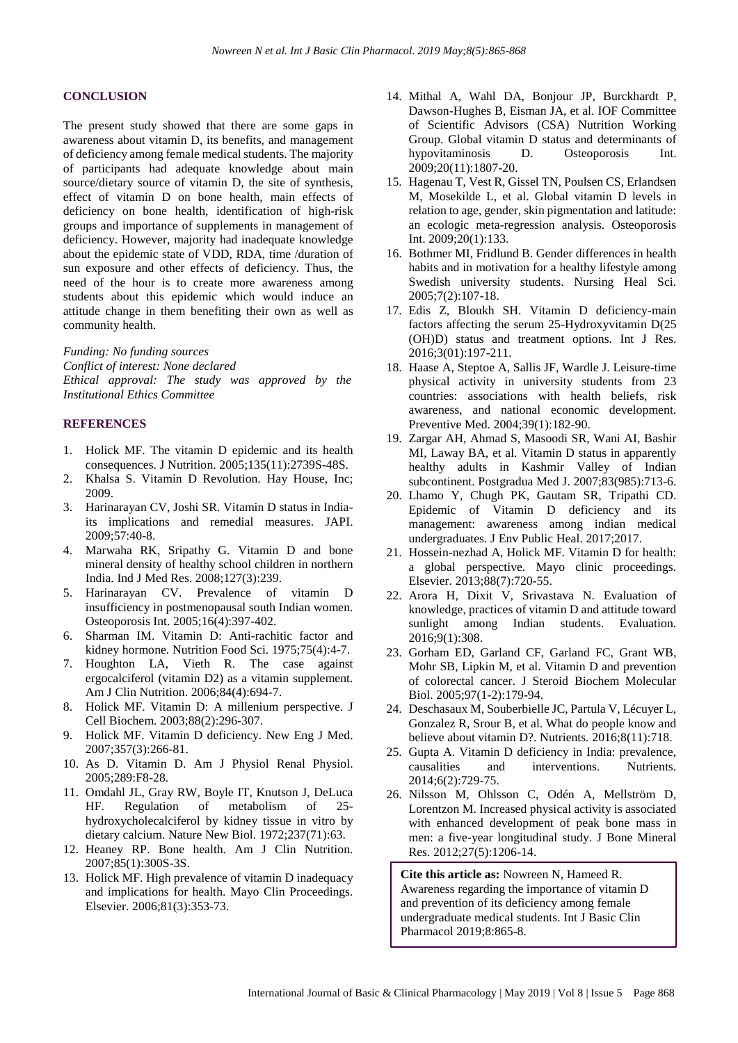## CONCLUSION

The present study showed that there are some gaps in awareness about vitamin D, its benefits, and management of deficiency among female medical students. The majority of participants had adequate knowledge about main source/dietary source of vitamin D, the site of synthesis, effect of vitamin D on bone health, main effects of deficiency on bone health, identification of high-risk groups and importance of supplements in management of deficiency. However, majority had inadequate knowledge about the epidemic state of VDD, RDA, time /duration of sun exposure and other effects of deficiency. Thus, the need of the hour is to create more awareness among students about this epidemic which would induce an attitude change in them benefiting their own as well as community health.

*Funding: No funding sources*
*Conflict of interest: None declared*
*Ethical approval: The study was approved by the Institutional Ethics Committee*

## REFERENCES

1. Holick MF. The vitamin D epidemic and its health consequences. J Nutrition. 2005;135(11):2739S-48S.
2. Khalsa S. Vitamin D Revolution. Hay House, Inc; 2009.
3. Harinarayan CV, Joshi SR. Vitamin D status in India-its implications and remedial measures. JAPI. 2009;57:40-8.
4. Marwaha RK, Sripathy G. Vitamin D and bone mineral density of healthy school children in northern India. Ind J Med Res. 2008;127(3):239.
5. Harinarayan CV. Prevalence of vitamin D insufficiency in postmenopausal south Indian women. Osteoporosis Int. 2005;16(4):397-402.
6. Sharman IM. Vitamin D: Anti-rachitic factor and kidney hormone. Nutrition Food Sci. 1975;75(4):4-7.
7. Houghton LA, Vieth R. The case against ergocalciferol (vitamin D2) as a vitamin supplement. Am J Clin Nutrition. 2006;84(4):694-7.
8. Holick MF. Vitamin D: A millenium perspective. J Cell Biochem. 2003;88(2):296-307.
9. Holick MF. Vitamin D deficiency. New Eng J Med. 2007;357(3):266-81.
10. As D. Vitamin D. Am J Physiol Renal Physiol. 2005;289:F8-28.
11. Omdahl JL, Gray RW, Boyle IT, Knutson J, DeLuca HF. Regulation of metabolism of 25-hydroxycholecalciferol by kidney tissue in vitro by dietary calcium. Nature New Biol. 1972;237(71):63.
12. Heaney RP. Bone health. Am J Clin Nutrition. 2007;85(1):300S-3S.
13. Holick MF. High prevalence of vitamin D inadequacy and implications for health. Mayo Clin Proceedings. Elsevier. 2006;81(3):353-73.
14. Mithal A, Wahl DA, Bonjour JP, Burckhardt P, Dawson-Hughes B, Eisman JA, et al. IOF Committee of Scientific Advisors (CSA) Nutrition Working Group. Global vitamin D status and determinants of hypovitaminosis D. Osteoporosis Int. 2009;20(11):1807-20.
15. Hagenau T, Vest R, Gissel TN, Poulsen CS, Erlandsen M, Mosekilde L, et al. Global vitamin D levels in relation to age, gender, skin pigmentation and latitude: an ecologic meta-regression analysis. Osteoporosis Int. 2009;20(1):133.
16. Bothmer MI, Fridlund B. Gender differences in health habits and in motivation for a healthy lifestyle among Swedish university students. Nursing Heal Sci. 2005;7(2):107-18.
17. Edis Z, Bloukh SH. Vitamin D deficiency-main factors affecting the serum 25-Hydroxyvitamin D(25 (OH)D) status and treatment options. Int J Res. 2016;3(01):197-211.
18. Haase A, Steptoe A, Sallis JF, Wardle J. Leisure-time physical activity in university students from 23 countries: associations with health beliefs, risk awareness, and national economic development. Preventive Med. 2004;39(1):182-90.
19. Zargar AH, Ahmad S, Masoodi SR, Wani AI, Bashir MI, Laway BA, et al. Vitamin D status in apparently healthy adults in Kashmir Valley of Indian subcontinent. Postgradua Med J. 2007;83(985):713-6.
20. Lhamo Y, Chugh PK, Gautam SR, Tripathi CD. Epidemic of Vitamin D deficiency and its management: awareness among indian medical undergraduates. J Env Public Heal. 2017;2017.
21. Hossein-nezhad A, Holick MF. Vitamin D for health: a global perspective. Mayo clinic proceedings. Elsevier. 2013;88(7):720-55.
22. Arora H, Dixit V, Srivastava N. Evaluation of knowledge, practices of vitamin D and attitude toward sunlight among Indian students. Evaluation. 2016;9(1):308.
23. Gorham ED, Garland CF, Garland FC, Grant WB, Mohr SB, Lipkin M, et al. Vitamin D and prevention of colorectal cancer. J Steroid Biochem Molecular Biol. 2005;97(1-2):179-94.
24. Deschasaux M, Souberbielle JC, Partula V, Lécuyer L, Gonzalez R, Srour B, et al. What do people know and believe about vitamin D?. Nutrients. 2016;8(11):718.
25. Gupta A. Vitamin D deficiency in India: prevalence, causalities and interventions. Nutrients. 2014;6(2):729-75.
26. Nilsson M, Ohlsson C, Odén A, Mellström D, Lorentzon M. Increased physical activity is associated with enhanced development of peak bone mass in men: a five-year longitudinal study. J Bone Mineral Res. 2012;27(5):1206-14.

**Cite this article as:** Nowreen N, Hameed R. Awareness regarding the importance of vitamin D and prevention of its deficiency among female undergraduate medical students. Int J Basic Clin Pharmacol 2019;8:865-8.